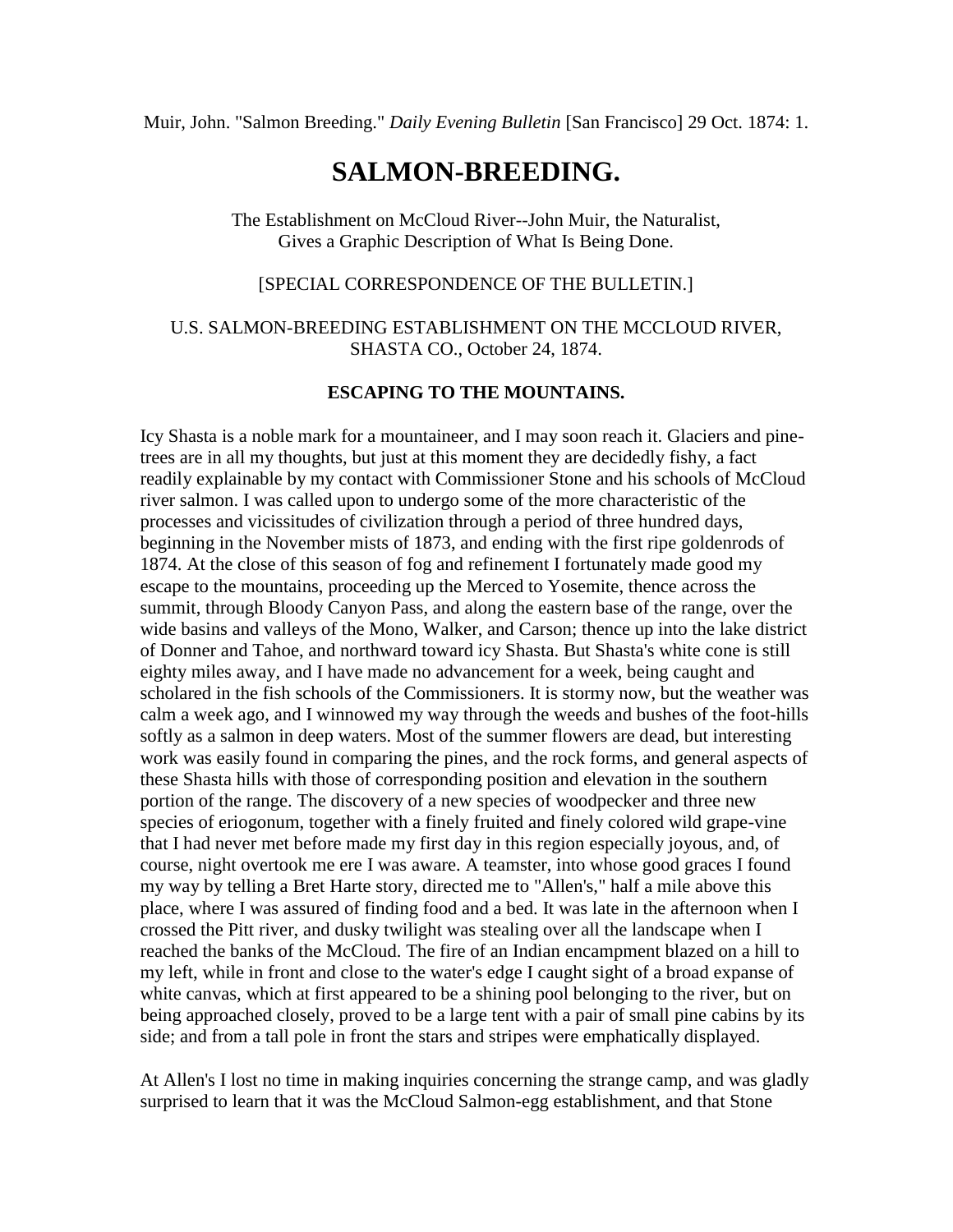Muir, John. "Salmon Breeding." *Daily Evening Bulletin* [San Francisco] 29 Oct. 1874: 1.

# SALMON-BREEDING.

The Establishment on McCloud River--John Muir, the Naturalist,
Gives a Graphic Description of What Is Being Done.

[SPECIAL CORRESPONDENCE OF THE BULLETIN.]

U.S. SALMON-BREEDING ESTABLISHMENT ON THE MCCLOUD RIVER,
SHASTA CO., October 24, 1874.

### ESCAPING TO THE MOUNTAINS.

Icy Shasta is a noble mark for a mountaineer, and I may soon reach it. Glaciers and pine-trees are in all my thoughts, but just at this moment they are decidedly fishy, a fact readily explainable by my contact with Commissioner Stone and his schools of McCloud river salmon. I was called upon to undergo some of the more characteristic of the processes and vicissitudes of civilization through a period of three hundred days, beginning in the November mists of 1873, and ending with the first ripe goldenrods of 1874. At the close of this season of fog and refinement I fortunately made good my escape to the mountains, proceeding up the Merced to Yosemite, thence across the summit, through Bloody Canyon Pass, and along the eastern base of the range, over the wide basins and valleys of the Mono, Walker, and Carson; thence up into the lake district of Donner and Tahoe, and northward toward icy Shasta. But Shasta's white cone is still eighty miles away, and I have made no advancement for a week, being caught and scholared in the fish schools of the Commissioners. It is stormy now, but the weather was calm a week ago, and I winnowed my way through the weeds and bushes of the foot-hills softly as a salmon in deep waters. Most of the summer flowers are dead, but interesting work was easily found in comparing the pines, and the rock forms, and general aspects of these Shasta hills with those of corresponding position and elevation in the southern portion of the range. The discovery of a new species of woodpecker and three new species of eriogonum, together with a finely fruited and finely colored wild grape-vine that I had never met before made my first day in this region especially joyous, and, of course, night overtook me ere I was aware. A teamster, into whose good graces I found my way by telling a Bret Harte story, directed me to "Allen's," half a mile above this place, where I was assured of finding food and a bed. It was late in the afternoon when I crossed the Pitt river, and dusky twilight was stealing over all the landscape when I reached the banks of the McCloud. The fire of an Indian encampment blazed on a hill to my left, while in front and close to the water's edge I caught sight of a broad expanse of white canvas, which at first appeared to be a shining pool belonging to the river, but on being approached closely, proved to be a large tent with a pair of small pine cabins by its side; and from a tall pole in front the stars and stripes were emphatically displayed.

At Allen's I lost no time in making inquiries concerning the strange camp, and was gladly surprised to learn that it was the McCloud Salmon-egg establishment, and that Stone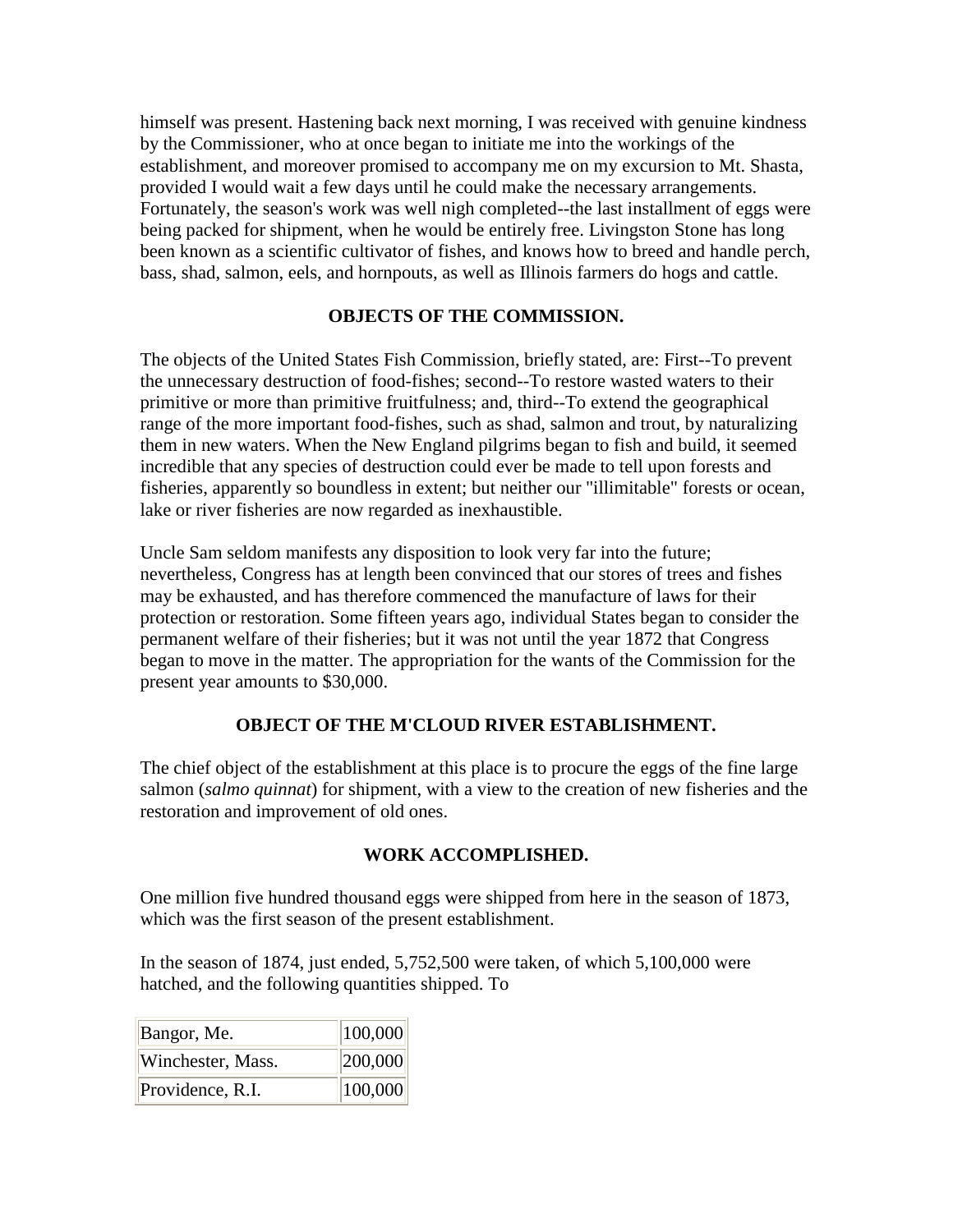himself was present. Hastening back next morning, I was received with genuine kindness by the Commissioner, who at once began to initiate me into the workings of the establishment, and moreover promised to accompany me on my excursion to Mt. Shasta, provided I would wait a few days until he could make the necessary arrangements. Fortunately, the season's work was well nigh completed--the last installment of eggs were being packed for shipment, when he would be entirely free. Livingston Stone has long been known as a scientific cultivator of fishes, and knows how to breed and handle perch, bass, shad, salmon, eels, and hornpouts, as well as Illinois farmers do hogs and cattle.

### OBJECTS OF THE COMMISSION.

The objects of the United States Fish Commission, briefly stated, are: First--To prevent the unnecessary destruction of food-fishes; second--To restore wasted waters to their primitive or more than primitive fruitfulness; and, third--To extend the geographical range of the more important food-fishes, such as shad, salmon and trout, by naturalizing them in new waters. When the New England pilgrims began to fish and build, it seemed incredible that any species of destruction could ever be made to tell upon forests and fisheries, apparently so boundless in extent; but neither our "illimitable" forests or ocean, lake or river fisheries are now regarded as inexhaustible.

Uncle Sam seldom manifests any disposition to look very far into the future; nevertheless, Congress has at length been convinced that our stores of trees and fishes may be exhausted, and has therefore commenced the manufacture of laws for their protection or restoration. Some fifteen years ago, individual States began to consider the permanent welfare of their fisheries; but it was not until the year 1872 that Congress began to move in the matter. The appropriation for the wants of the Commission for the present year amounts to $30,000.

### OBJECT OF THE M'CLOUD RIVER ESTABLISHMENT.

The chief object of the establishment at this place is to procure the eggs of the fine large salmon (*salmo quinnat*) for shipment, with a view to the creation of new fisheries and the restoration and improvement of old ones.

### WORK ACCOMPLISHED.

One million five hundred thousand eggs were shipped from here in the season of 1873, which was the first season of the present establishment.

In the season of 1874, just ended, 5,752,500 were taken, of which 5,100,000 were hatched, and the following quantities shipped. To

| | |
|---|---|
| Bangor, Me. | 100,000 |
| Winchester, Mass. | 200,000 |
| Providence, R.I. | 100,000 |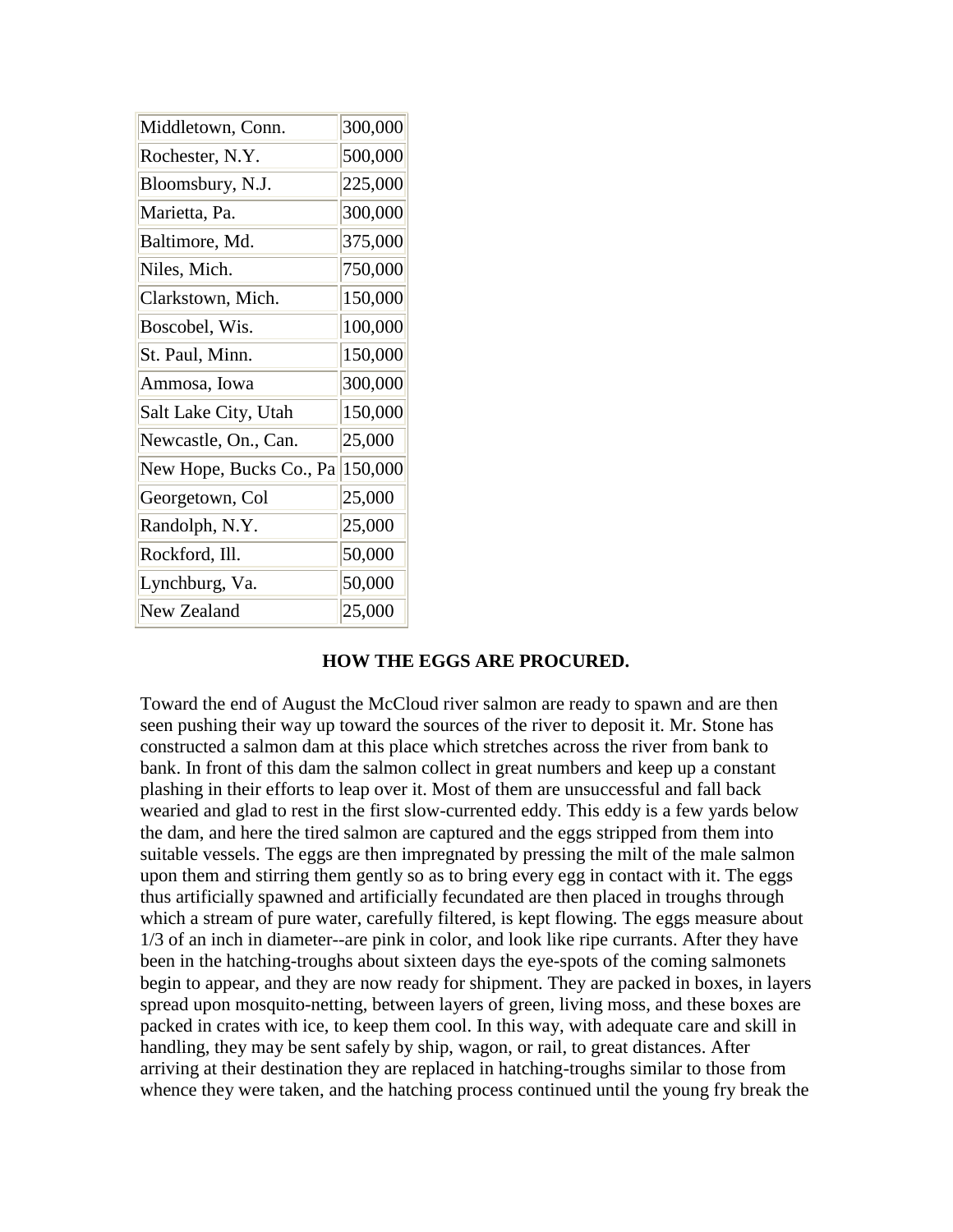| | |
|---|---|
| Middletown, Conn. | 300,000 |
| Rochester, N.Y. | 500,000 |
| Bloomsbury, N.J. | 225,000 |
| Marietta, Pa. | 300,000 |
| Baltimore, Md. | 375,000 |
| Niles, Mich. | 750,000 |
| Clarkstown, Mich. | 150,000 |
| Boscobel, Wis. | 100,000 |
| St. Paul, Minn. | 150,000 |
| Ammosa, Iowa | 300,000 |
| Salt Lake City, Utah | 150,000 |
| Newcastle, On., Can. | 25,000 |
| New Hope, Bucks Co., Pa | 150,000 |
| Georgetown, Col | 25,000 |
| Randolph, N.Y. | 25,000 |
| Rockford, Ill. | 50,000 |
| Lynchburg, Va. | 50,000 |
| New Zealand | 25,000 |

**HOW THE EGGS ARE PROCURED.**

Toward the end of August the McCloud river salmon are ready to spawn and are then seen pushing their way up toward the sources of the river to deposit it. Mr. Stone has constructed a salmon dam at this place which stretches across the river from bank to bank. In front of this dam the salmon collect in great numbers and keep up a constant plashing in their efforts to leap over it. Most of them are unsuccessful and fall back wearied and glad to rest in the first slow-currented eddy. This eddy is a few yards below the dam, and here the tired salmon are captured and the eggs stripped from them into suitable vessels. The eggs are then impregnated by pressing the milt of the male salmon upon them and stirring them gently so as to bring every egg in contact with it. The eggs thus artificially spawned and artificially fecundated are then placed in troughs through which a stream of pure water, carefully filtered, is kept flowing. The eggs measure about 1/3 of an inch in diameter--are pink in color, and look like ripe currants. After they have been in the hatching-troughs about sixteen days the eye-spots of the coming salmonets begin to appear, and they are now ready for shipment. They are packed in boxes, in layers spread upon mosquito-netting, between layers of green, living moss, and these boxes are packed in crates with ice, to keep them cool. In this way, with adequate care and skill in handling, they may be sent safely by ship, wagon, or rail, to great distances. After arriving at their destination they are replaced in hatching-troughs similar to those from whence they were taken, and the hatching process continued until the young fry break the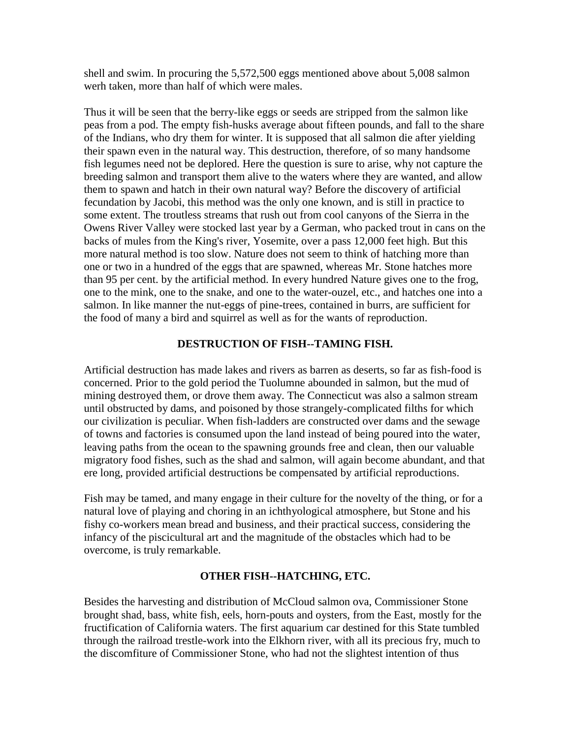shell and swim. In procuring the 5,572,500 eggs mentioned above about 5,008 salmon werh taken, more than half of which were males.

Thus it will be seen that the berry-like eggs or seeds are stripped from the salmon like peas from a pod. The empty fish-husks average about fifteen pounds, and fall to the share of the Indians, who dry them for winter. It is supposed that all salmon die after yielding their spawn even in the natural way. This destruction, therefore, of so many handsome fish legumes need not be deplored. Here the question is sure to arise, why not capture the breeding salmon and transport them alive to the waters where they are wanted, and allow them to spawn and hatch in their own natural way? Before the discovery of artificial fecundation by Jacobi, this method was the only one known, and is still in practice to some extent. The troutless streams that rush out from cool canyons of the Sierra in the Owens River Valley were stocked last year by a German, who packed trout in cans on the backs of mules from the King's river, Yosemite, over a pass 12,000 feet high. But this more natural method is too slow. Nature does not seem to think of hatching more than one or two in a hundred of the eggs that are spawned, whereas Mr. Stone hatches more than 95 per cent. by the artificial method. In every hundred Nature gives one to the frog, one to the mink, one to the snake, and one to the water-ouzel, etc., and hatches one into a salmon. In like manner the nut-eggs of pine-trees, contained in burrs, are sufficient for the food of many a bird and squirrel as well as for the wants of reproduction.

## DESTRUCTION OF FISH--TAMING FISH.

Artificial destruction has made lakes and rivers as barren as deserts, so far as fish-food is concerned. Prior to the gold period the Tuolumne abounded in salmon, but the mud of mining destroyed them, or drove them away. The Connecticut was also a salmon stream until obstructed by dams, and poisoned by those strangely-complicated filths for which our civilization is peculiar. When fish-ladders are constructed over dams and the sewage of towns and factories is consumed upon the land instead of being poured into the water, leaving paths from the ocean to the spawning grounds free and clean, then our valuable migratory food fishes, such as the shad and salmon, will again become abundant, and that ere long, provided artificial destructions be compensated by artificial reproductions.

Fish may be tamed, and many engage in their culture for the novelty of the thing, or for a natural love of playing and choring in an ichthyological atmosphere, but Stone and his fishy co-workers mean bread and business, and their practical success, considering the infancy of the piscicultural art and the magnitude of the obstacles which had to be overcome, is truly remarkable.

## OTHER FISH--HATCHING, ETC.

Besides the harvesting and distribution of McCloud salmon ova, Commissioner Stone brought shad, bass, white fish, eels, horn-pouts and oysters, from the East, mostly for the fructification of California waters. The first aquarium car destined for this State tumbled through the railroad trestle-work into the Elkhorn river, with all its precious fry, much to the discomfiture of Commissioner Stone, who had not the slightest intention of thus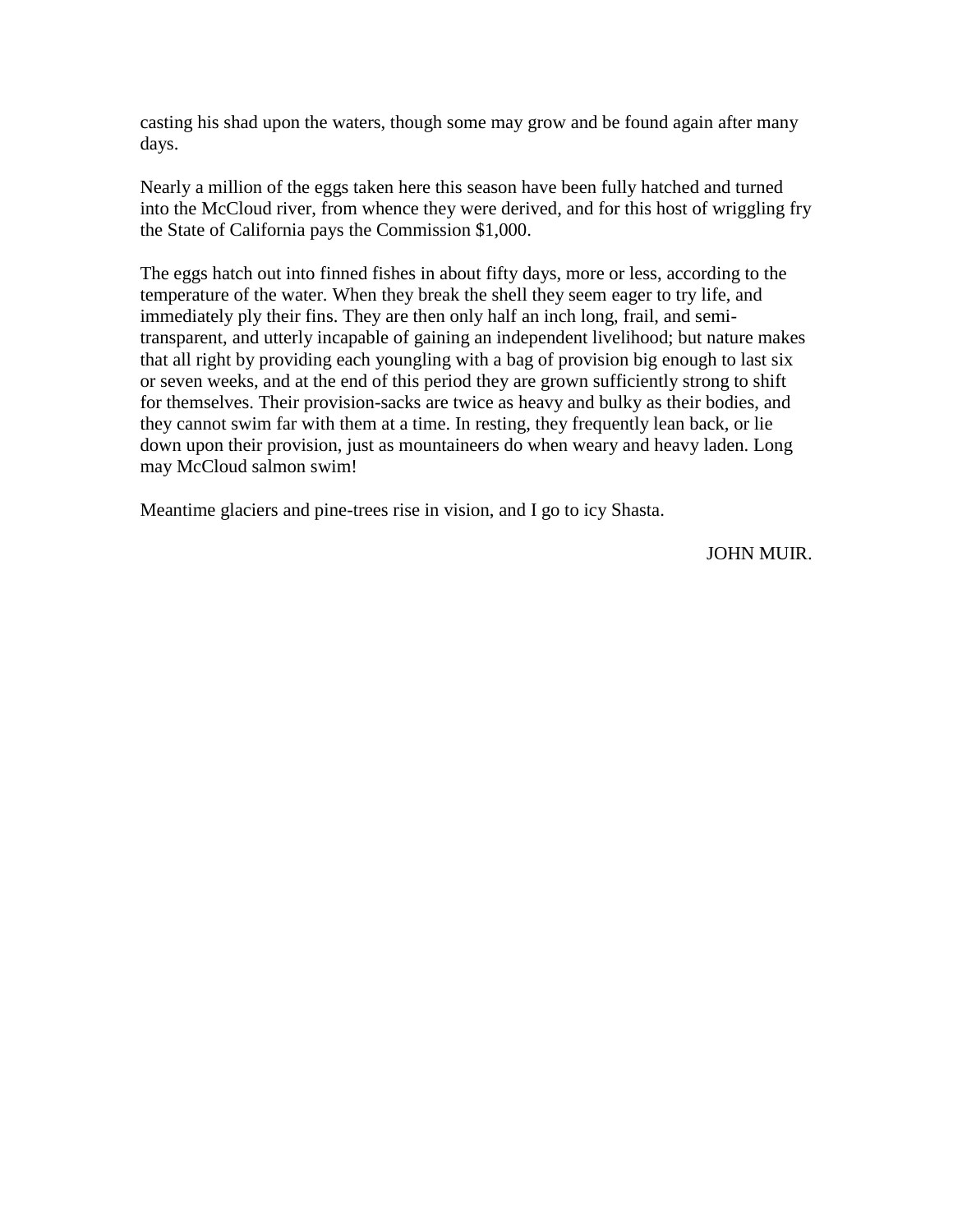casting his shad upon the waters, though some may grow and be found again after many days.

Nearly a million of the eggs taken here this season have been fully hatched and turned into the McCloud river, from whence they were derived, and for this host of wriggling fry the State of California pays the Commission $1,000.

The eggs hatch out into finned fishes in about fifty days, more or less, according to the temperature of the water. When they break the shell they seem eager to try life, and immediately ply their fins. They are then only half an inch long, frail, and semi-transparent, and utterly incapable of gaining an independent livelihood; but nature makes that all right by providing each youngling with a bag of provision big enough to last six or seven weeks, and at the end of this period they are grown sufficiently strong to shift for themselves. Their provision-sacks are twice as heavy and bulky as their bodies, and they cannot swim far with them at a time. In resting, they frequently lean back, or lie down upon their provision, just as mountaineers do when weary and heavy laden. Long may McCloud salmon swim!

Meantime glaciers and pine-trees rise in vision, and I go to icy Shasta.

JOHN MUIR.